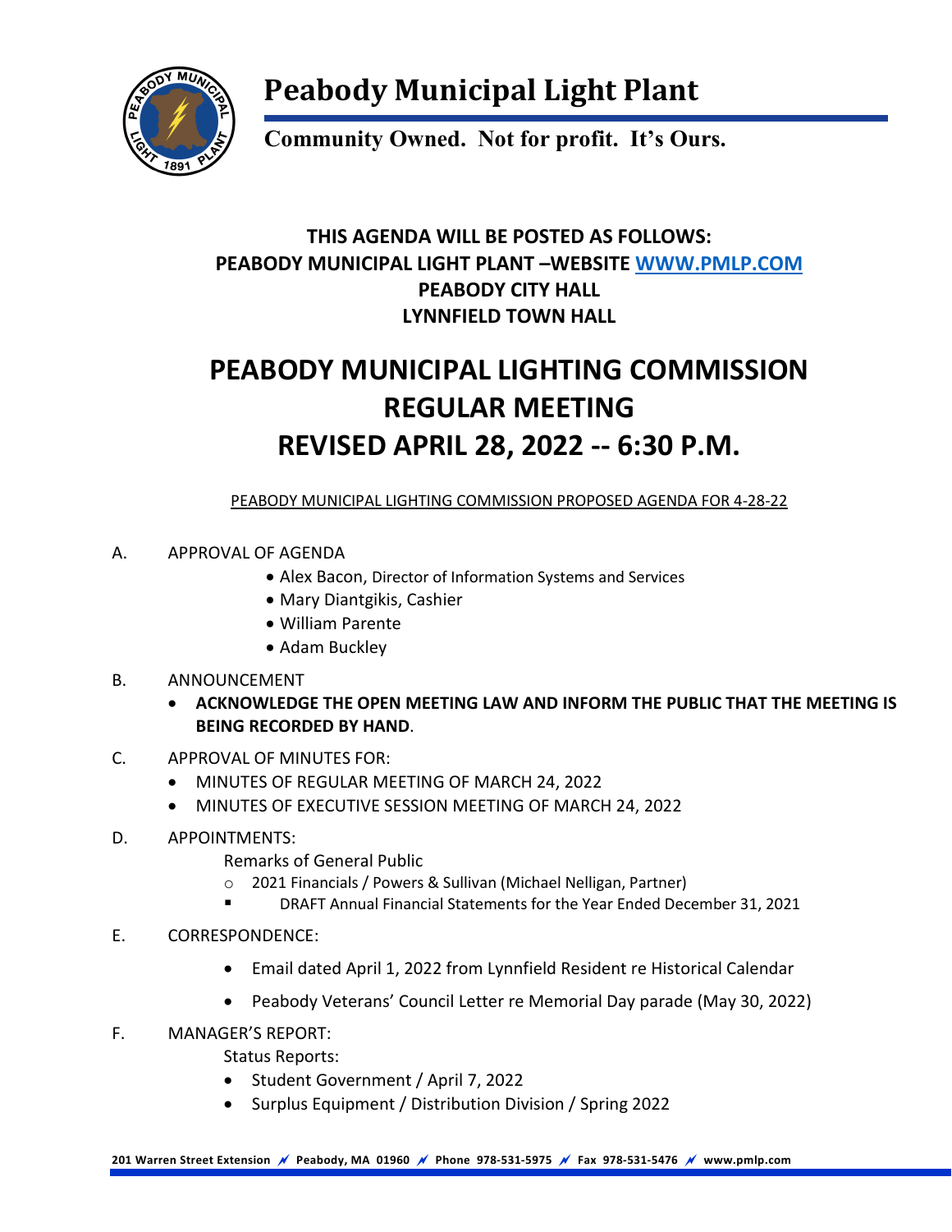# Peabody Municipal Light Plant

**Community Owned. Not for profit. It's Ours.**

**THIS AGENDA WILL BE POSTED AS FOLLOWS:**
**PEABODY MUNICIPAL LIGHT PLANT –WEBSITE [WWW.PMLP.COM](http://www.pmlp.com)**
**PEABODY CITY HALL**
**LYNNFIELD TOWN HALL**

## PEABODY MUNICIPAL LIGHTING COMMISSION REGULAR MEETING REVISED APRIL 28, 2022 -- 6:30 P.M.

PEABODY MUNICIPAL LIGHTING COMMISSION PROPOSED AGENDA FOR 4-28-22

A. APPROVAL OF AGENDA
   - Alex Bacon, Director of Information Systems and Services
   - Mary Diantgikis, Cashier
   - William Parente
   - Adam Buckley

B. ANNOUNCEMENT
   - **ACKNOWLEDGE THE OPEN MEETING LAW AND INFORM THE PUBLIC THAT THE MEETING IS BEING RECORDED BY HAND**.

C. APPROVAL OF MINUTES FOR:
   - MINUTES OF REGULAR MEETING OF MARCH 24, 2022
   - MINUTES OF EXECUTIVE SESSION MEETING OF MARCH 24, 2022

D. APPOINTMENTS:

   Remarks of General Public
   - 2021 Financials / Powers & Sullivan (Michael Nelligan, Partner)
     - DRAFT Annual Financial Statements for the Year Ended December 31, 2021

E. CORRESPONDENCE:
   - Email dated April 1, 2022 from Lynnfield Resident re Historical Calendar
   - Peabody Veterans' Council Letter re Memorial Day parade (May 30, 2022)

F. MANAGER'S REPORT:

   Status Reports:
   - Student Government / April 7, 2022
   - Surplus Equipment / Distribution Division / Spring 2022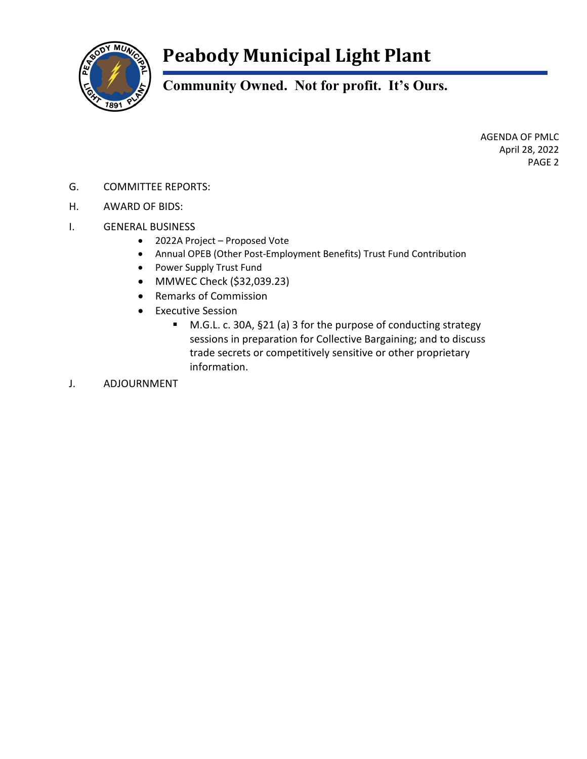G. COMMITTEE REPORTS:

H. AWARD OF BIDS:

I. GENERAL BUSINESS

- 2022A Project – Proposed Vote
- Annual OPEB (Other Post-Employment Benefits) Trust Fund Contribution
- Power Supply Trust Fund
- MMWEC Check ($32,039.23)
- Remarks of Commission
- Executive Session
    - M.G.L. c. 30A, §21 (a) 3 for the purpose of conducting strategy sessions in preparation for Collective Bargaining; and to discuss trade secrets or competitively sensitive or other proprietary information.

J. ADJOURNMENT